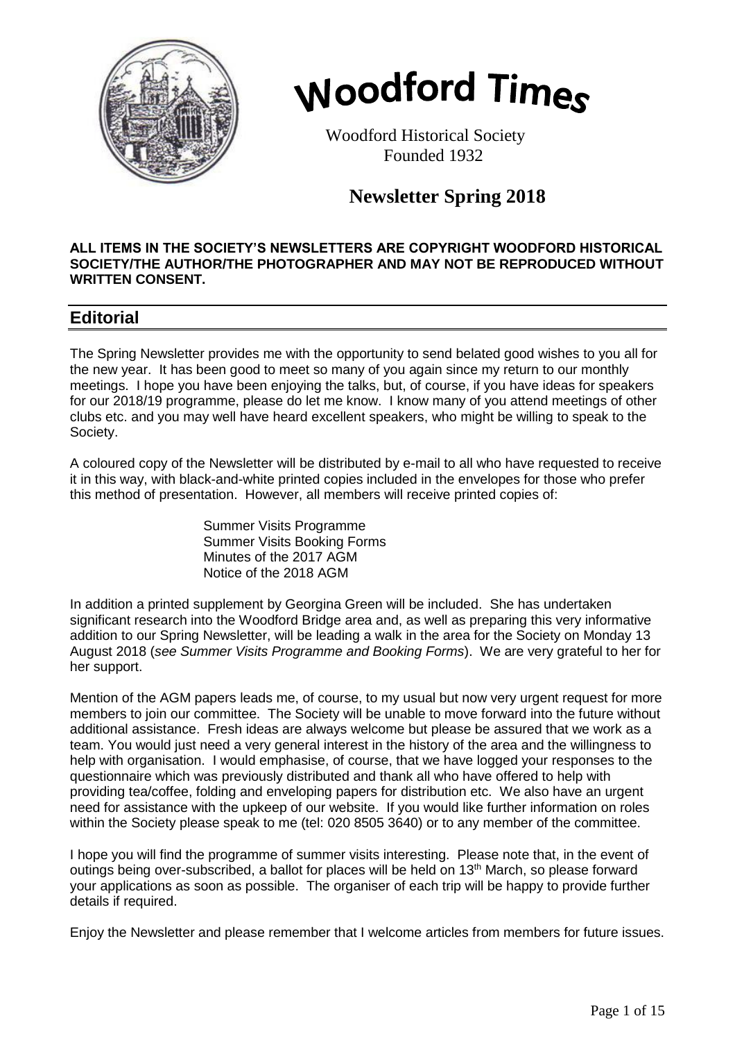# Woodford Times

Woodford Historical Society
Founded 1932

## Newsletter Spring 2018

**ALL ITEMS IN THE SOCIETY'S NEWSLETTERS ARE COPYRIGHT WOODFORD HISTORICAL SOCIETY/THE AUTHOR/THE PHOTOGRAPHER AND MAY NOT BE REPRODUCED WITHOUT WRITTEN CONSENT.**

## Editorial

The Spring Newsletter provides me with the opportunity to send belated good wishes to you all for the new year. It has been good to meet so many of you again since my return to our monthly meetings. I hope you have been enjoying the talks, but, of course, if you have ideas for speakers for our 2018/19 programme, please do let me know. I know many of you attend meetings of other clubs etc. and you may well have heard excellent speakers, who might be willing to speak to the Society.

A coloured copy of the Newsletter will be distributed by e-mail to all who have requested to receive it in this way, with black-and-white printed copies included in the envelopes for those who prefer this method of presentation. However, all members will receive printed copies of:

Summer Visits Programme
Summer Visits Booking Forms
Minutes of the 2017 AGM
Notice of the 2018 AGM

In addition a printed supplement by Georgina Green will be included. She has undertaken significant research into the Woodford Bridge area and, as well as preparing this very informative addition to our Spring Newsletter, will be leading a walk in the area for the Society on Monday 13 August 2018 (*see Summer Visits Programme and Booking Forms*). We are very grateful to her for her support.

Mention of the AGM papers leads me, of course, to my usual but now very urgent request for more members to join our committee. The Society will be unable to move forward into the future without additional assistance. Fresh ideas are always welcome but please be assured that we work as a team. You would just need a very general interest in the history of the area and the willingness to help with organisation. I would emphasise, of course, that we have logged your responses to the questionnaire which was previously distributed and thank all who have offered to help with providing tea/coffee, folding and enveloping papers for distribution etc. We also have an urgent need for assistance with the upkeep of our website. If you would like further information on roles within the Society please speak to me (tel: 020 8505 3640) or to any member of the committee.

I hope you will find the programme of summer visits interesting. Please note that, in the event of outings being over-subscribed, a ballot for places will be held on 13th March, so please forward your applications as soon as possible. The organiser of each trip will be happy to provide further details if required.

Enjoy the Newsletter and please remember that I welcome articles from members for future issues.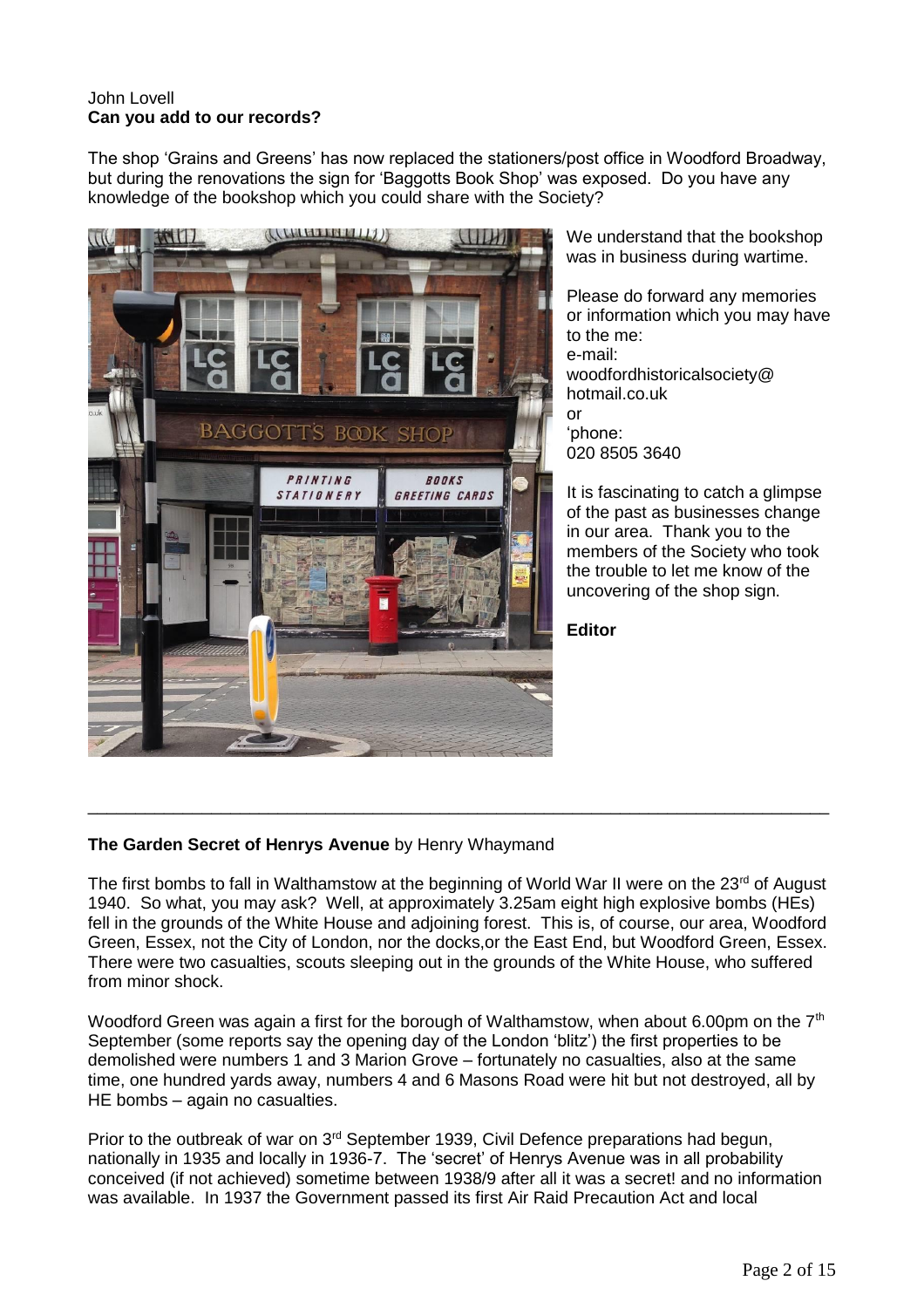John Lovell
**Can you add to our records?**

The shop 'Grains and Greens' has now replaced the stationers/post office in Woodford Broadway, but during the renovations the sign for 'Baggotts Book Shop' was exposed. Do you have any knowledge of the bookshop which you could share with the Society?

We understand that the bookshop was in business during wartime.

Please do forward any memories or information which you may have to the me:
e-mail:
woodfordhistoricalsociety@hotmail.co.uk
or
'phone:
020 8505 3640

It is fascinating to catch a glimpse of the past as businesses change in our area. Thank you to the members of the Society who took the trouble to let me know of the uncovering of the shop sign.

**Editor**

---

**The Garden Secret of Henrys Avenue** by Henry Whaymand

The first bombs to fall in Walthamstow at the beginning of World War II were on the 23rd of August 1940. So what, you may ask? Well, at approximately 3.25am eight high explosive bombs (HEs) fell in the grounds of the White House and adjoining forest. This is, of course, our area, Woodford Green, Essex, not the City of London, nor the docks,or the East End, but Woodford Green, Essex. There were two casualties, scouts sleeping out in the grounds of the White House, who suffered from minor shock.

Woodford Green was again a first for the borough of Walthamstow, when about 6.00pm on the 7th September (some reports say the opening day of the London 'blitz') the first properties to be demolished were numbers 1 and 3 Marion Grove – fortunately no casualties, also at the same time, one hundred yards away, numbers 4 and 6 Masons Road were hit but not destroyed, all by HE bombs – again no casualties.

Prior to the outbreak of war on 3rd September 1939, Civil Defence preparations had begun, nationally in 1935 and locally in 1936-7. The 'secret' of Henrys Avenue was in all probability conceived (if not achieved) sometime between 1938/9 after all it was a secret! and no information was available. In 1937 the Government passed its first Air Raid Precaution Act and local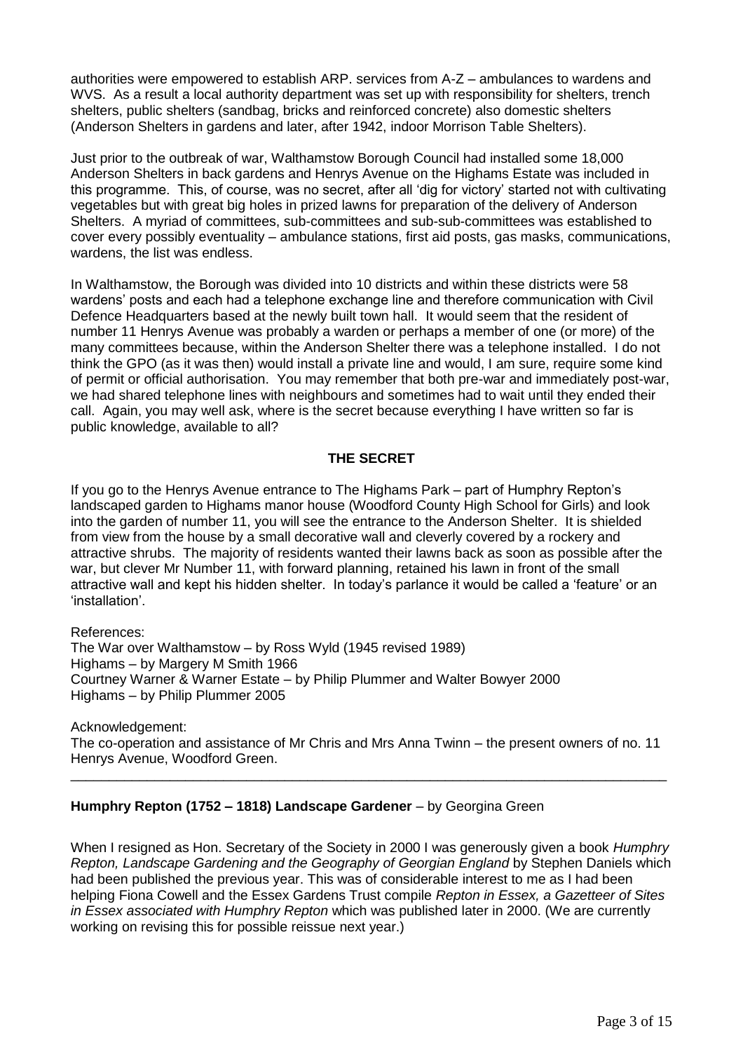authorities were empowered to establish ARP. services from A-Z – ambulances to wardens and WVS. As a result a local authority department was set up with responsibility for shelters, trench shelters, public shelters (sandbag, bricks and reinforced concrete) also domestic shelters (Anderson Shelters in gardens and later, after 1942, indoor Morrison Table Shelters).

Just prior to the outbreak of war, Walthamstow Borough Council had installed some 18,000 Anderson Shelters in back gardens and Henrys Avenue on the Highams Estate was included in this programme. This, of course, was no secret, after all 'dig for victory' started not with cultivating vegetables but with great big holes in prized lawns for preparation of the delivery of Anderson Shelters. A myriad of committees, sub-committees and sub-sub-committees was established to cover every possibly eventuality – ambulance stations, first aid posts, gas masks, communications, wardens, the list was endless.

In Walthamstow, the Borough was divided into 10 districts and within these districts were 58 wardens' posts and each had a telephone exchange line and therefore communication with Civil Defence Headquarters based at the newly built town hall. It would seem that the resident of number 11 Henrys Avenue was probably a warden or perhaps a member of one (or more) of the many committees because, within the Anderson Shelter there was a telephone installed. I do not think the GPO (as it was then) would install a private line and would, I am sure, require some kind of permit or official authorisation. You may remember that both pre-war and immediately post-war, we had shared telephone lines with neighbours and sometimes had to wait until they ended their call. Again, you may well ask, where is the secret because everything I have written so far is public knowledge, available to all?

## THE SECRET

If you go to the Henrys Avenue entrance to The Highams Park – part of Humphry Repton's landscaped garden to Highams manor house (Woodford County High School for Girls) and look into the garden of number 11, you will see the entrance to the Anderson Shelter. It is shielded from view from the house by a small decorative wall and cleverly covered by a rockery and attractive shrubs. The majority of residents wanted their lawns back as soon as possible after the war, but clever Mr Number 11, with forward planning, retained his lawn in front of the small attractive wall and kept his hidden shelter. In today's parlance it would be called a 'feature' or an 'installation'.

References:
The War over Walthamstow – by Ross Wyld (1945 revised 1989)
Highams – by Margery M Smith 1966
Courtney Warner & Warner Estate – by Philip Plummer and Walter Bowyer 2000
Highams – by Philip Plummer 2005

Acknowledgement:
The co-operation and assistance of Mr Chris and Mrs Anna Twinn – the present owners of no. 11 Henrys Avenue, Woodford Green.

---

**Humphry Repton (1752 – 1818) Landscape Gardener** – by Georgina Green

When I resigned as Hon. Secretary of the Society in 2000 I was generously given a book *Humphry Repton, Landscape Gardening and the Geography of Georgian England* by Stephen Daniels which had been published the previous year. This was of considerable interest to me as I had been helping Fiona Cowell and the Essex Gardens Trust compile *Repton in Essex, a Gazetteer of Sites in Essex associated with Humphry Repton* which was published later in 2000. (We are currently working on revising this for possible reissue next year.)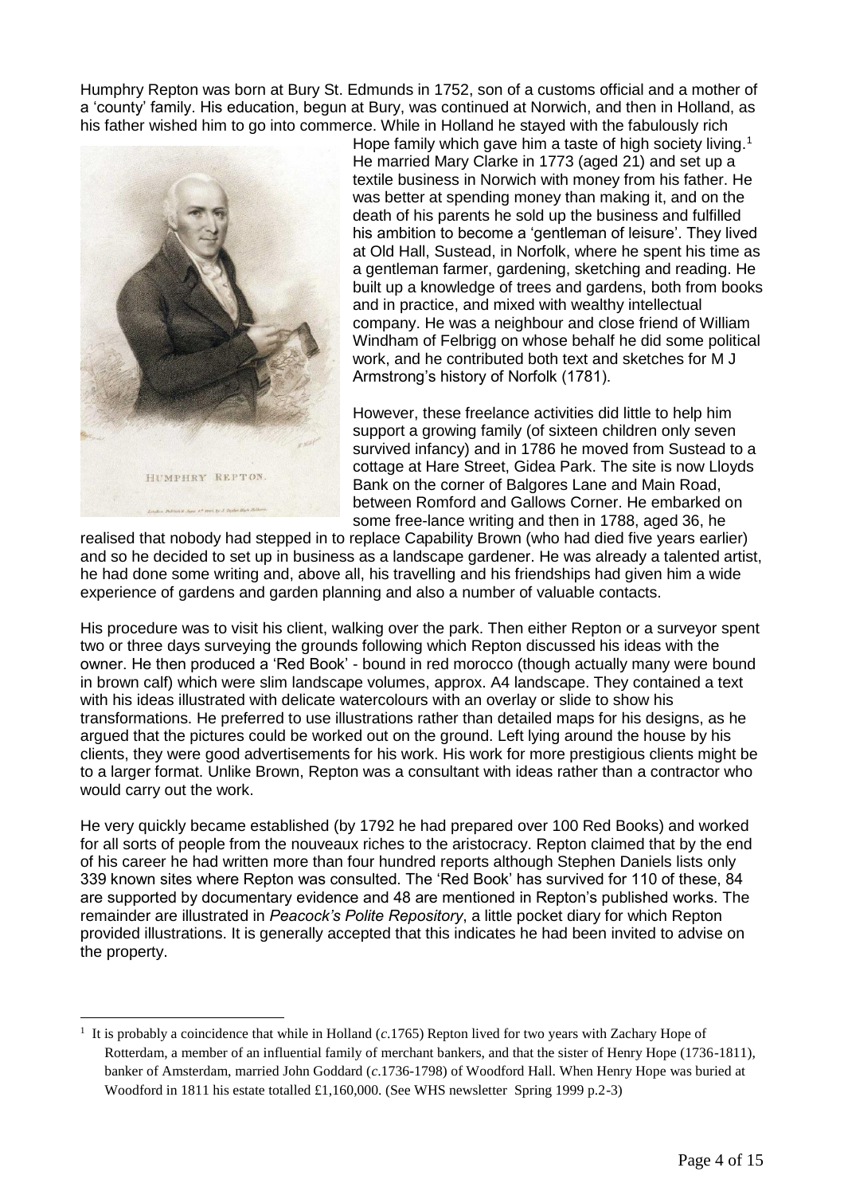Humphry Repton was born at Bury St. Edmunds in 1752, son of a customs official and a mother of a 'county' family. His education, begun at Bury, was continued at Norwich, and then in Holland, as his father wished him to go into commerce. While in Holland he stayed with the fabulously rich Hope family which gave him a taste of high society living.[1] He married Mary Clarke in 1773 (aged 21) and set up a textile business in Norwich with money from his father. He was better at spending money than making it, and on the death of his parents he sold up the business and fulfilled his ambition to become a 'gentleman of leisure'. They lived at Old Hall, Sustead, in Norfolk, where he spent his time as a gentleman farmer, gardening, sketching and reading. He built up a knowledge of trees and gardens, both from books and in practice, and mixed with wealthy intellectual company. He was a neighbour and close friend of William Windham of Felbrigg on whose behalf he did some political work, and he contributed both text and sketches for M J Armstrong's history of Norfolk (1781).

HUMPHRY REPTON.

However, these freelance activities did little to help him support a growing family (of sixteen children only seven survived infancy) and in 1786 he moved from Sustead to a cottage at Hare Street, Gidea Park. The site is now Lloyds Bank on the corner of Balgores Lane and Main Road, between Romford and Gallows Corner. He embarked on some free-lance writing and then in 1788, aged 36, he realised that nobody had stepped in to replace Capability Brown (who had died five years earlier) and so he decided to set up in business as a landscape gardener. He was already a talented artist, he had done some writing and, above all, his travelling and his friendships had given him a wide experience of gardens and garden planning and also a number of valuable contacts.

His procedure was to visit his client, walking over the park. Then either Repton or a surveyor spent two or three days surveying the grounds following which Repton discussed his ideas with the owner. He then produced a 'Red Book' - bound in red morocco (though actually many were bound in brown calf) which were slim landscape volumes, approx. A4 landscape. They contained a text with his ideas illustrated with delicate watercolours with an overlay or slide to show his transformations. He preferred to use illustrations rather than detailed maps for his designs, as he argued that the pictures could be worked out on the ground. Left lying around the house by his clients, they were good advertisements for his work. His work for more prestigious clients might be to a larger format. Unlike Brown, Repton was a consultant with ideas rather than a contractor who would carry out the work.

He very quickly became established (by 1792 he had prepared over 100 Red Books) and worked for all sorts of people from the nouveaux riches to the aristocracy. Repton claimed that by the end of his career he had written more than four hundred reports although Stephen Daniels lists only 339 known sites where Repton was consulted. The 'Red Book' has survived for 110 of these, 84 are supported by documentary evidence and 48 are mentioned in Repton's published works. The remainder are illustrated in *Peacock's Polite Repository*, a little pocket diary for which Repton provided illustrations. It is generally accepted that this indicates he had been invited to advise on the property.

---

[1] It is probably a coincidence that while in Holland (*c*.1765) Repton lived for two years with Zachary Hope of Rotterdam, a member of an influential family of merchant bankers, and that the sister of Henry Hope (1736-1811), banker of Amsterdam, married John Goddard (*c*.1736-1798) of Woodford Hall. When Henry Hope was buried at Woodford in 1811 his estate totalled £1,160,000. (See WHS newsletter Spring 1999 p.2-3)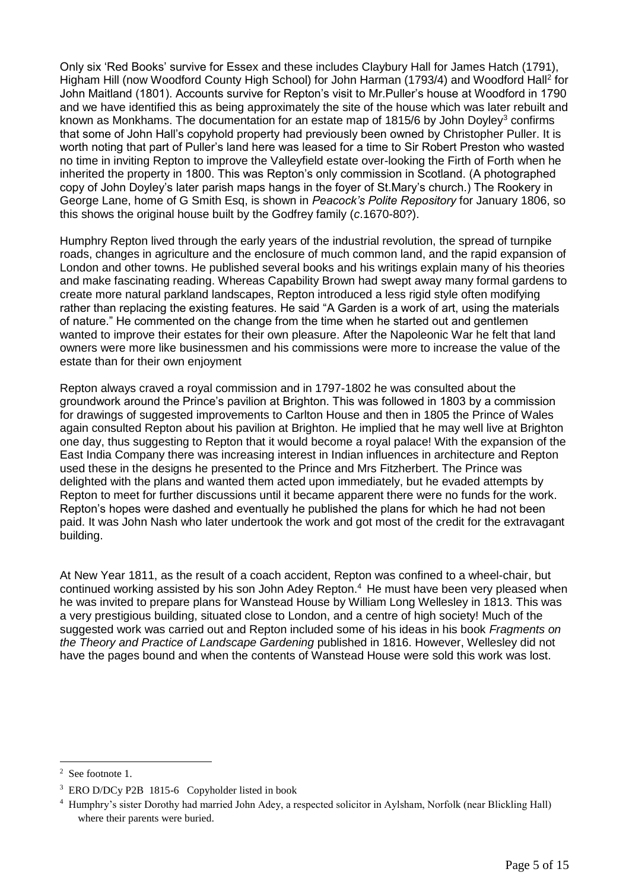Only six 'Red Books' survive for Essex and these includes Claybury Hall for James Hatch (1791), Higham Hill (now Woodford County High School) for John Harman (1793/4) and Woodford Hall[2] for John Maitland (1801). Accounts survive for Repton's visit to Mr.Puller's house at Woodford in 1790 and we have identified this as being approximately the site of the house which was later rebuilt and known as Monkhams. The documentation for an estate map of 1815/6 by John Doyley[3] confirms that some of John Hall's copyhold property had previously been owned by Christopher Puller. It is worth noting that part of Puller's land here was leased for a time to Sir Robert Preston who wasted no time in inviting Repton to improve the Valleyfield estate over-looking the Firth of Forth when he inherited the property in 1800. This was Repton's only commission in Scotland. (A photographed copy of John Doyley's later parish maps hangs in the foyer of St.Mary's church.) The Rookery in George Lane, home of G Smith Esq, is shown in *Peacock's Polite Repository* for January 1806, so this shows the original house built by the Godfrey family (*c*.1670-80?).

Humphry Repton lived through the early years of the industrial revolution, the spread of turnpike roads, changes in agriculture and the enclosure of much common land, and the rapid expansion of London and other towns. He published several books and his writings explain many of his theories and make fascinating reading. Whereas Capability Brown had swept away many formal gardens to create more natural parkland landscapes, Repton introduced a less rigid style often modifying rather than replacing the existing features. He said "A Garden is a work of art, using the materials of nature." He commented on the change from the time when he started out and gentlemen wanted to improve their estates for their own pleasure. After the Napoleonic War he felt that land owners were more like businessmen and his commissions were more to increase the value of the estate than for their own enjoyment

Repton always craved a royal commission and in 1797-1802 he was consulted about the groundwork around the Prince's pavilion at Brighton. This was followed in 1803 by a commission for drawings of suggested improvements to Carlton House and then in 1805 the Prince of Wales again consulted Repton about his pavilion at Brighton. He implied that he may well live at Brighton one day, thus suggesting to Repton that it would become a royal palace! With the expansion of the East India Company there was increasing interest in Indian influences in architecture and Repton used these in the designs he presented to the Prince and Mrs Fitzherbert. The Prince was delighted with the plans and wanted them acted upon immediately, but he evaded attempts by Repton to meet for further discussions until it became apparent there were no funds for the work. Repton's hopes were dashed and eventually he published the plans for which he had not been paid. It was John Nash who later undertook the work and got most of the credit for the extravagant building.

At New Year 1811, as the result of a coach accident, Repton was confined to a wheel-chair, but continued working assisted by his son John Adey Repton.[4] He must have been very pleased when he was invited to prepare plans for Wanstead House by William Long Wellesley in 1813. This was a very prestigious building, situated close to London, and a centre of high society! Much of the suggested work was carried out and Repton included some of his ideas in his book *Fragments on the Theory and Practice of Landscape Gardening* published in 1816. However, Wellesley did not have the pages bound and when the contents of Wanstead House were sold this work was lost.

---

[2] See footnote 1.

[3] ERO D/DCy P2B 1815-6 Copyholder listed in book

[4] Humphry's sister Dorothy had married John Adey, a respected solicitor in Aylsham, Norfolk (near Blickling Hall) where their parents were buried.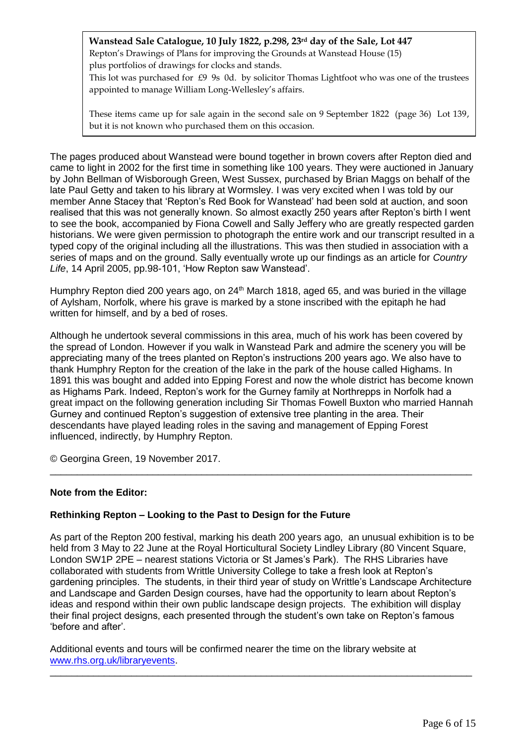**Wanstead Sale Catalogue, 10 July 1822, p.298, 23rd day of the Sale, Lot 447**

Repton's Drawings of Plans for improving the Grounds at Wanstead House (15) plus portfolios of drawings for clocks and stands.

This lot was purchased for £9 9s 0d. by solicitor Thomas Lightfoot who was one of the trustees appointed to manage William Long-Wellesley's affairs.

These items came up for sale again in the second sale on 9 September 1822 (page 36) Lot 139, but it is not known who purchased them on this occasion.

The pages produced about Wanstead were bound together in brown covers after Repton died and came to light in 2002 for the first time in something like 100 years. They were auctioned in January by John Bellman of Wisborough Green, West Sussex, purchased by Brian Maggs on behalf of the late Paul Getty and taken to his library at Wormsley. I was very excited when I was told by our member Anne Stacey that 'Repton's Red Book for Wanstead' had been sold at auction, and soon realised that this was not generally known. So almost exactly 250 years after Repton's birth I went to see the book, accompanied by Fiona Cowell and Sally Jeffery who are greatly respected garden historians. We were given permission to photograph the entire work and our transcript resulted in a typed copy of the original including all the illustrations. This was then studied in association with a series of maps and on the ground. Sally eventually wrote up our findings as an article for *Country Life*, 14 April 2005, pp.98-101, 'How Repton saw Wanstead'.

Humphry Repton died 200 years ago, on 24th March 1818, aged 65, and was buried in the village of Aylsham, Norfolk, where his grave is marked by a stone inscribed with the epitaph he had written for himself, and by a bed of roses.

Although he undertook several commissions in this area, much of his work has been covered by the spread of London. However if you walk in Wanstead Park and admire the scenery you will be appreciating many of the trees planted on Repton's instructions 200 years ago. We also have to thank Humphry Repton for the creation of the lake in the park of the house called Highams. In 1891 this was bought and added into Epping Forest and now the whole district has become known as Highams Park. Indeed, Repton's work for the Gurney family at Northrepps in Norfolk had a great impact on the following generation including Sir Thomas Fowell Buxton who married Hannah Gurney and continued Repton's suggestion of extensive tree planting in the area. Their descendants have played leading roles in the saving and management of Epping Forest influenced, indirectly, by Humphry Repton.

© Georgina Green, 19 November 2017.

---

**Note from the Editor:**

**Rethinking Repton – Looking to the Past to Design for the Future**

As part of the Repton 200 festival, marking his death 200 years ago, an unusual exhibition is to be held from 3 May to 22 June at the Royal Horticultural Society Lindley Library (80 Vincent Square, London SW1P 2PE – nearest stations Victoria or St James's Park). The RHS Libraries have collaborated with students from Writtle University College to take a fresh look at Repton's gardening principles. The students, in their third year of study on Writtle's Landscape Architecture and Landscape and Garden Design courses, have had the opportunity to learn about Repton's ideas and respond within their own public landscape design projects. The exhibition will display their final project designs, each presented through the student's own take on Repton's famous 'before and after'.

Additional events and tours will be confirmed nearer the time on the library website at www.rhs.org.uk/libraryevents.

---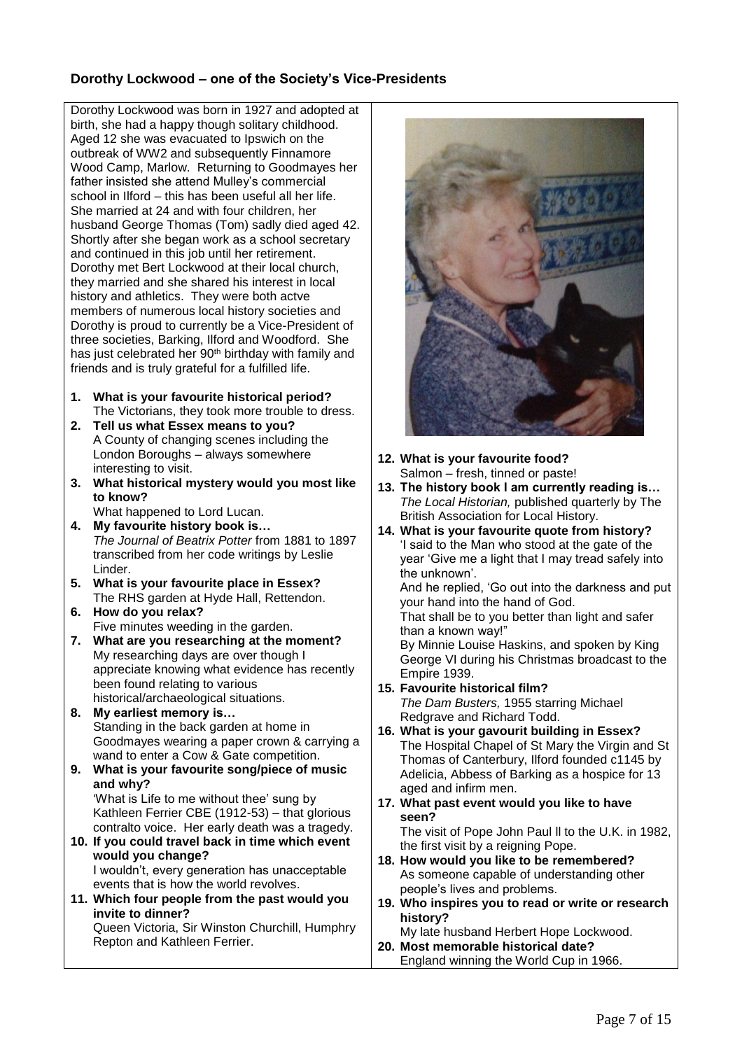## Dorothy Lockwood – one of the Society's Vice-Presidents

Dorothy Lockwood was born in 1927 and adopted at birth, she had a happy though solitary childhood. Aged 12 she was evacuated to Ipswich on the outbreak of WW2 and subsequently Finnamore Wood Camp, Marlow. Returning to Goodmayes her father insisted she attend Mulley's commercial school in Ilford – this has been useful all her life. She married at 24 and with four children, her husband George Thomas (Tom) sadly died aged 42. Shortly after she began work as a school secretary and continued in this job until her retirement. Dorothy met Bert Lockwood at their local church, they married and she shared his interest in local history and athletics. They were both actve members of numerous local history societies and Dorothy is proud to currently be a Vice-President of three societies, Barking, Ilford and Woodford. She has just celebrated her 90th birthday with family and friends and is truly grateful for a fulfilled life.

1. **What is your favourite historical period?**
   The Victorians, they took more trouble to dress.
2. **Tell us what Essex means to you?**
   A County of changing scenes including the London Boroughs – always somewhere interesting to visit.
3. **What historical mystery would you most like to know?**
   What happened to Lord Lucan.
4. **My favourite history book is…**
   *The Journal of Beatrix Potter* from 1881 to 1897 transcribed from her code writings by Leslie Linder.
5. **What is your favourite place in Essex?**
   The RHS garden at Hyde Hall, Rettendon.
6. **How do you relax?**
   Five minutes weeding in the garden.
7. **What are you researching at the moment?**
   My researching days are over though I appreciate knowing what evidence has recently been found relating to various historical/archaeological situations.
8. **My earliest memory is…**
   Standing in the back garden at home in Goodmayes wearing a paper crown & carrying a wand to enter a Cow & Gate competition.
9. **What is your favourite song/piece of music and why?**
   'What is Life to me without thee' sung by Kathleen Ferrier CBE (1912-53) – that glorious contralto voice. Her early death was a tragedy.
10. **If you could travel back in time which event would you change?**
    I wouldn't, every generation has unacceptable events that is how the world revolves.
11. **Which four people from the past would you invite to dinner?**
    Queen Victoria, Sir Winston Churchill, Humphry Repton and Kathleen Ferrier.
12. **What is your favourite food?**
    Salmon – fresh, tinned or paste!
13. **The history book I am currently reading is…**
    *The Local Historian,* published quarterly by The British Association for Local History.
14. **What is your favourite quote from history?**
    'I said to the Man who stood at the gate of the year 'Give me a light that I may tread safely into the unknown'.
    And he replied, 'Go out into the darkness and put your hand into the hand of God.
    That shall be to you better than light and safer than a known way!"
    By Minnie Louise Haskins, and spoken by King George VI during his Christmas broadcast to the Empire 1939.
15. **Favourite historical film?**
    *The Dam Busters,* 1955 starring Michael Redgrave and Richard Todd.
16. **What is your gavourit building in Essex?**
    The Hospital Chapel of St Mary the Virgin and St Thomas of Canterbury, Ilford founded c1145 by Adelicia, Abbess of Barking as a hospice for 13 aged and infirm men.
17. **What past event would you like to have seen?**
    The visit of Pope John Paul ll to the U.K. in 1982, the first visit by a reigning Pope.
18. **How would you like to be remembered?**
    As someone capable of understanding other people's lives and problems.
19. **Who inspires you to read or write or research history?**
    My late husband Herbert Hope Lockwood.
20. **Most memorable historical date?**
    England winning the World Cup in 1966.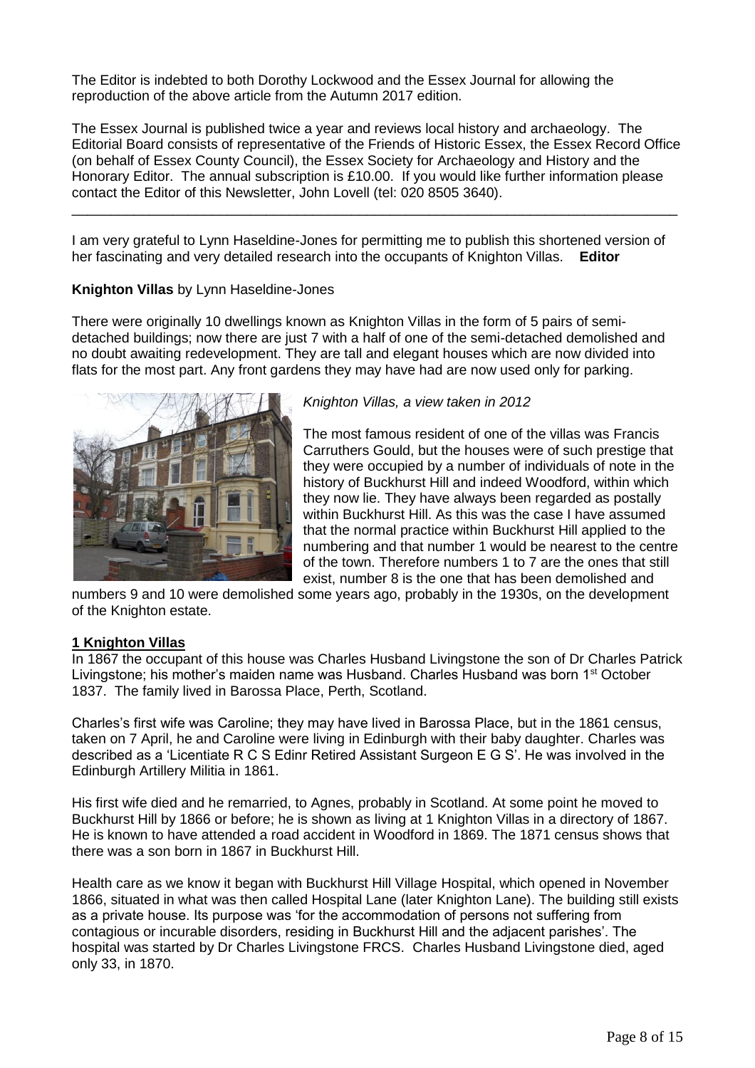The Editor is indebted to both Dorothy Lockwood and the Essex Journal for allowing the reproduction of the above article from the Autumn 2017 edition.

The Essex Journal is published twice a year and reviews local history and archaeology. The Editorial Board consists of representative of the Friends of Historic Essex, the Essex Record Office (on behalf of Essex County Council), the Essex Society for Archaeology and History and the Honorary Editor. The annual subscription is £10.00. If you would like further information please contact the Editor of this Newsletter, John Lovell (tel: 020 8505 3640).

---

I am very grateful to Lynn Haseldine-Jones for permitting me to publish this shortened version of her fascinating and very detailed research into the occupants of Knighton Villas. **Editor**

**Knighton Villas** by Lynn Haseldine-Jones

There were originally 10 dwellings known as Knighton Villas in the form of 5 pairs of semi-detached buildings; now there are just 7 with a half of one of the semi-detached demolished and no doubt awaiting redevelopment. They are tall and elegant houses which are now divided into flats for the most part. Any front gardens they may have had are now used only for parking.

*Knighton Villas, a view taken in 2012*

The most famous resident of one of the villas was Francis Carruthers Gould, but the houses were of such prestige that they were occupied by a number of individuals of note in the history of Buckhurst Hill and indeed Woodford, within which they now lie. They have always been regarded as postally within Buckhurst Hill. As this was the case I have assumed that the normal practice within Buckhurst Hill applied to the numbering and that number 1 would be nearest to the centre of the town. Therefore numbers 1 to 7 are the ones that still exist, number 8 is the one that has been demolished and numbers 9 and 10 were demolished some years ago, probably in the 1930s, on the development of the Knighton estate.

## 1 Knighton Villas

In 1867 the occupant of this house was Charles Husband Livingstone the son of Dr Charles Patrick Livingstone; his mother's maiden name was Husband. Charles Husband was born 1st October 1837. The family lived in Barossa Place, Perth, Scotland.

Charles's first wife was Caroline; they may have lived in Barossa Place, but in the 1861 census, taken on 7 April, he and Caroline were living in Edinburgh with their baby daughter. Charles was described as a 'Licentiate R C S Edinr Retired Assistant Surgeon E G S'. He was involved in the Edinburgh Artillery Militia in 1861.

His first wife died and he remarried, to Agnes, probably in Scotland. At some point he moved to Buckhurst Hill by 1866 or before; he is shown as living at 1 Knighton Villas in a directory of 1867. He is known to have attended a road accident in Woodford in 1869. The 1871 census shows that there was a son born in 1867 in Buckhurst Hill.

Health care as we know it began with Buckhurst Hill Village Hospital, which opened in November 1866, situated in what was then called Hospital Lane (later Knighton Lane). The building still exists as a private house. Its purpose was 'for the accommodation of persons not suffering from contagious or incurable disorders, residing in Buckhurst Hill and the adjacent parishes'. The hospital was started by Dr Charles Livingstone FRCS. Charles Husband Livingstone died, aged only 33, in 1870.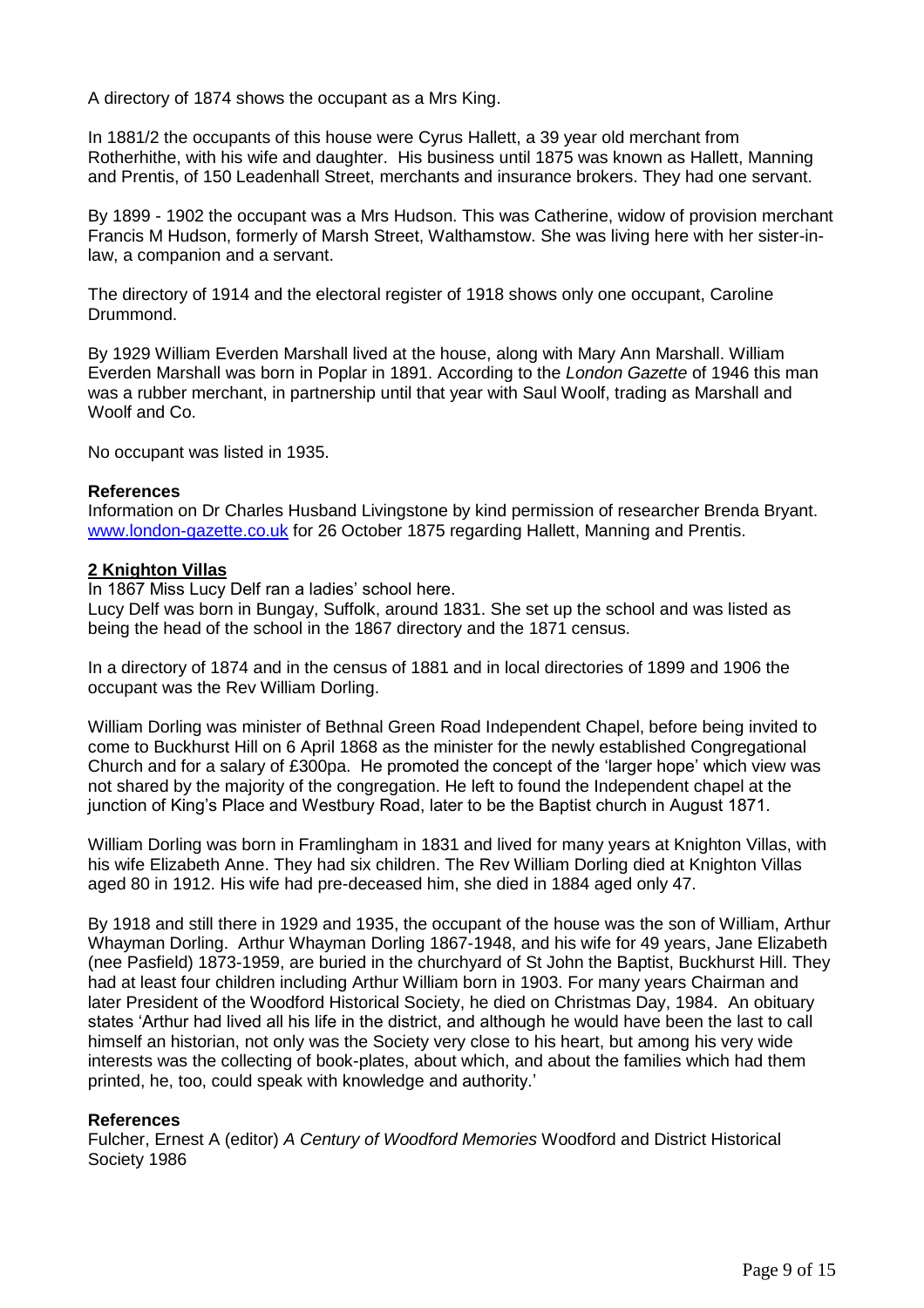A directory of 1874 shows the occupant as a Mrs King.

In 1881/2 the occupants of this house were Cyrus Hallett, a 39 year old merchant from Rotherhithe, with his wife and daughter. His business until 1875 was known as Hallett, Manning and Prentis, of 150 Leadenhall Street, merchants and insurance brokers. They had one servant.

By 1899 - 1902 the occupant was a Mrs Hudson. This was Catherine, widow of provision merchant Francis M Hudson, formerly of Marsh Street, Walthamstow. She was living here with her sister-in-law, a companion and a servant.

The directory of 1914 and the electoral register of 1918 shows only one occupant, Caroline Drummond.

By 1929 William Everden Marshall lived at the house, along with Mary Ann Marshall. William Everden Marshall was born in Poplar in 1891. According to the *London Gazette* of 1946 this man was a rubber merchant, in partnership until that year with Saul Woolf, trading as Marshall and Woolf and Co.

No occupant was listed in 1935.

**References**
Information on Dr Charles Husband Livingstone by kind permission of researcher Brenda Bryant.
www.london-gazette.co.uk for 26 October 1875 regarding Hallett, Manning and Prentis.

**2 Knighton Villas**

In 1867 Miss Lucy Delf ran a ladies' school here.
Lucy Delf was born in Bungay, Suffolk, around 1831. She set up the school and was listed as being the head of the school in the 1867 directory and the 1871 census.

In a directory of 1874 and in the census of 1881 and in local directories of 1899 and 1906 the occupant was the Rev William Dorling.

William Dorling was minister of Bethnal Green Road Independent Chapel, before being invited to come to Buckhurst Hill on 6 April 1868 as the minister for the newly established Congregational Church and for a salary of £300pa. He promoted the concept of the 'larger hope' which view was not shared by the majority of the congregation. He left to found the Independent chapel at the junction of King's Place and Westbury Road, later to be the Baptist church in August 1871.

William Dorling was born in Framlingham in 1831 and lived for many years at Knighton Villas, with his wife Elizabeth Anne. They had six children. The Rev William Dorling died at Knighton Villas aged 80 in 1912. His wife had pre-deceased him, she died in 1884 aged only 47.

By 1918 and still there in 1929 and 1935, the occupant of the house was the son of William, Arthur Whayman Dorling. Arthur Whayman Dorling 1867-1948, and his wife for 49 years, Jane Elizabeth (nee Pasfield) 1873-1959, are buried in the churchyard of St John the Baptist, Buckhurst Hill. They had at least four children including Arthur William born in 1903. For many years Chairman and later President of the Woodford Historical Society, he died on Christmas Day, 1984. An obituary states 'Arthur had lived all his life in the district, and although he would have been the last to call himself an historian, not only was the Society very close to his heart, but among his very wide interests was the collecting of book-plates, about which, and about the families which had them printed, he, too, could speak with knowledge and authority.'

**References**
Fulcher, Ernest A (editor) *A Century of Woodford Memories* Woodford and District Historical Society 1986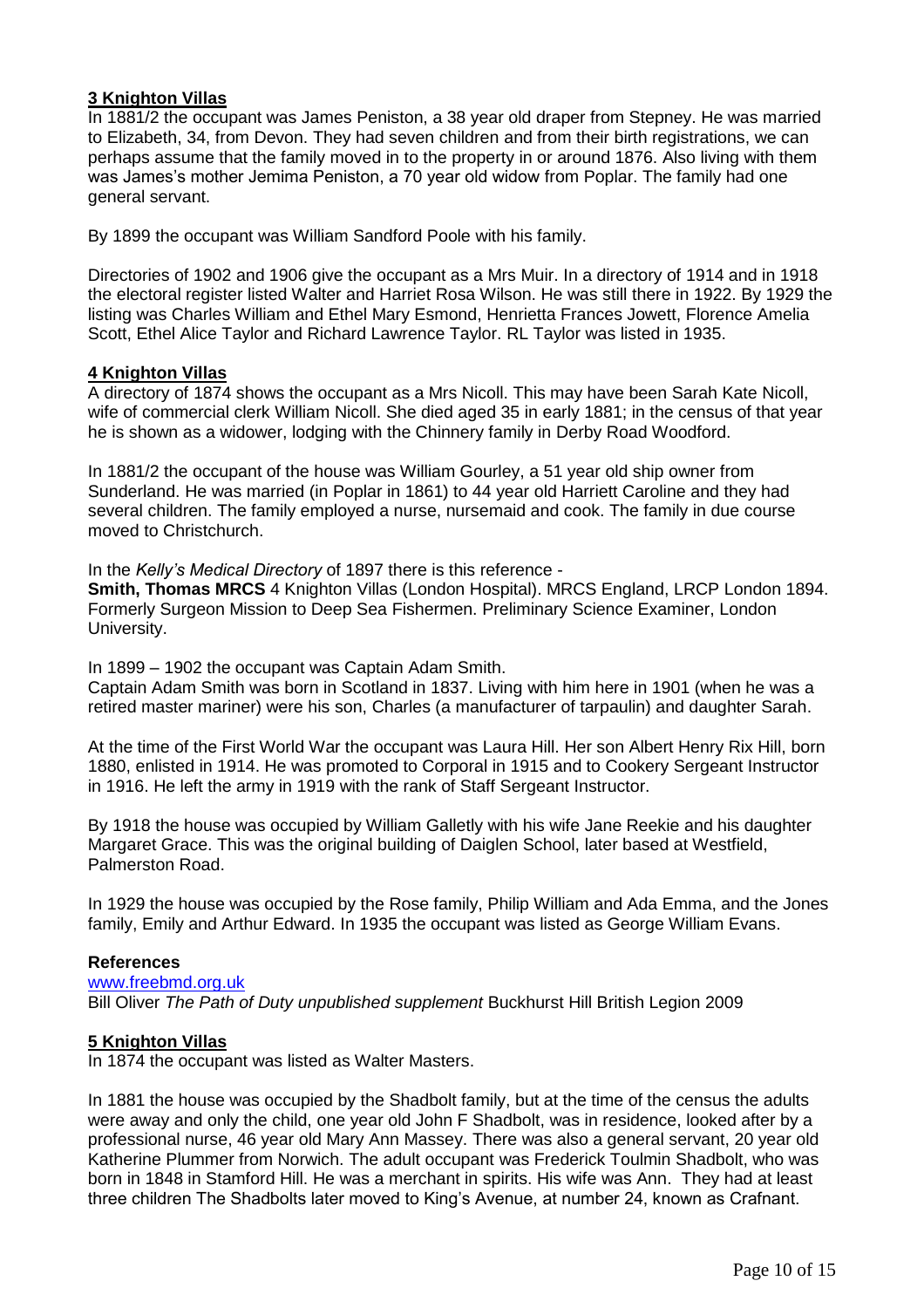## 3 Knighton Villas

In 1881/2 the occupant was James Peniston, a 38 year old draper from Stepney. He was married to Elizabeth, 34, from Devon. They had seven children and from their birth registrations, we can perhaps assume that the family moved in to the property in or around 1876. Also living with them was James's mother Jemima Peniston, a 70 year old widow from Poplar. The family had one general servant.

By 1899 the occupant was William Sandford Poole with his family.

Directories of 1902 and 1906 give the occupant as a Mrs Muir. In a directory of 1914 and in 1918 the electoral register listed Walter and Harriet Rosa Wilson. He was still there in 1922. By 1929 the listing was Charles William and Ethel Mary Esmond, Henrietta Frances Jowett, Florence Amelia Scott, Ethel Alice Taylor and Richard Lawrence Taylor. RL Taylor was listed in 1935.

## 4 Knighton Villas

A directory of 1874 shows the occupant as a Mrs Nicoll. This may have been Sarah Kate Nicoll, wife of commercial clerk William Nicoll. She died aged 35 in early 1881; in the census of that year he is shown as a widower, lodging with the Chinnery family in Derby Road Woodford.

In 1881/2 the occupant of the house was William Gourley, a 51 year old ship owner from Sunderland. He was married (in Poplar in 1861) to 44 year old Harriett Caroline and they had several children. The family employed a nurse, nursemaid and cook. The family in due course moved to Christchurch.

In the *Kelly's Medical Directory* of 1897 there is this reference -

**Smith, Thomas MRCS** 4 Knighton Villas (London Hospital). MRCS England, LRCP London 1894. Formerly Surgeon Mission to Deep Sea Fishermen. Preliminary Science Examiner, London University.

In 1899 – 1902 the occupant was Captain Adam Smith.

Captain Adam Smith was born in Scotland in 1837. Living with him here in 1901 (when he was a retired master mariner) were his son, Charles (a manufacturer of tarpaulin) and daughter Sarah.

At the time of the First World War the occupant was Laura Hill. Her son Albert Henry Rix Hill, born 1880, enlisted in 1914. He was promoted to Corporal in 1915 and to Cookery Sergeant Instructor in 1916. He left the army in 1919 with the rank of Staff Sergeant Instructor.

By 1918 the house was occupied by William Galletly with his wife Jane Reekie and his daughter Margaret Grace. This was the original building of Daiglen School, later based at Westfield, Palmerston Road.

In 1929 the house was occupied by the Rose family, Philip William and Ada Emma, and the Jones family, Emily and Arthur Edward. In 1935 the occupant was listed as George William Evans.

### References

www.freebmd.org.uk

Bill Oliver *The Path of Duty unpublished supplement* Buckhurst Hill British Legion 2009

## 5 Knighton Villas

In 1874 the occupant was listed as Walter Masters.

In 1881 the house was occupied by the Shadbolt family, but at the time of the census the adults were away and only the child, one year old John F Shadbolt, was in residence, looked after by a professional nurse, 46 year old Mary Ann Massey. There was also a general servant, 20 year old Katherine Plummer from Norwich. The adult occupant was Frederick Toulmin Shadbolt, who was born in 1848 in Stamford Hill. He was a merchant in spirits. His wife was Ann. They had at least three children The Shadbolts later moved to King's Avenue, at number 24, known as Crafnant.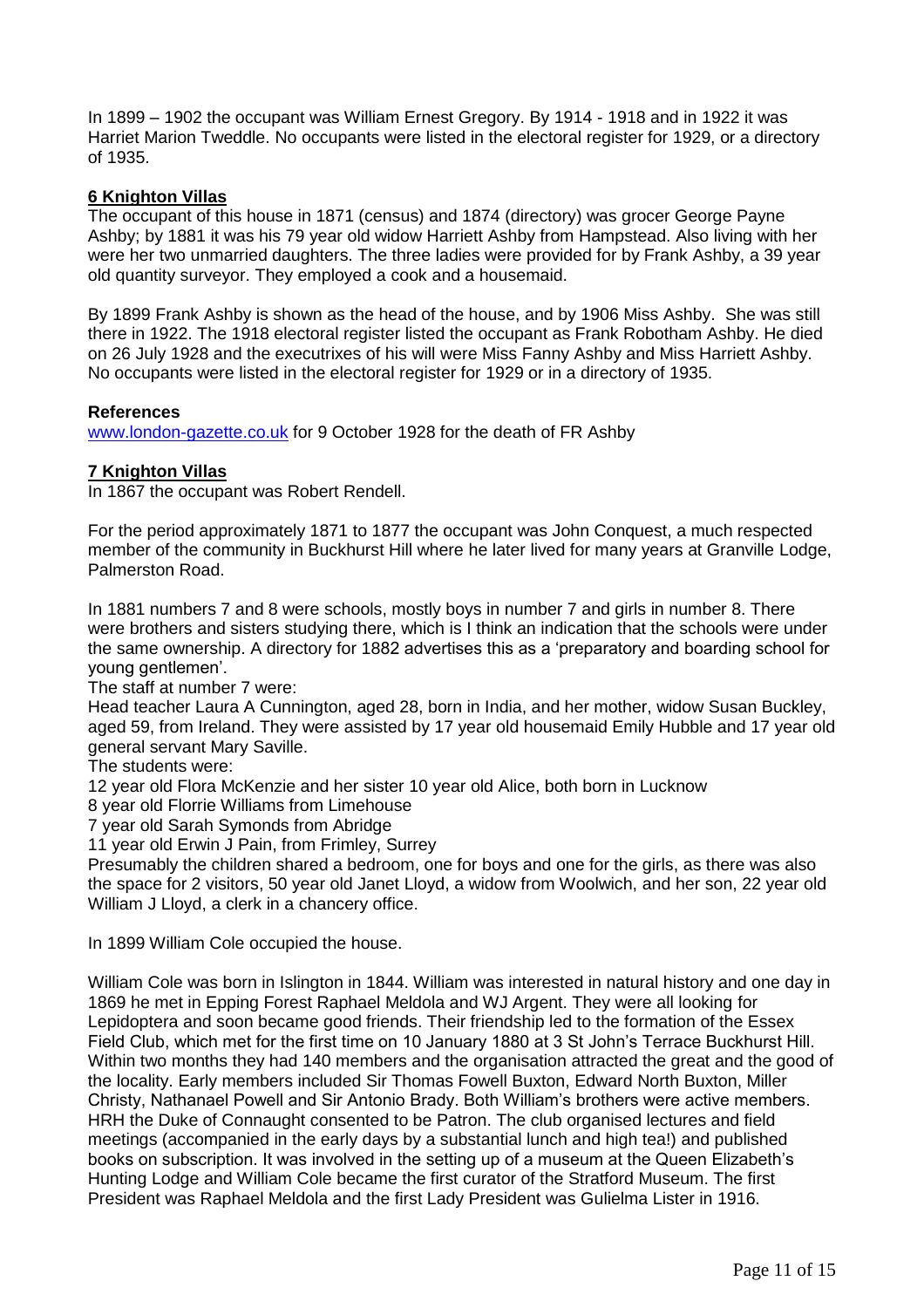In 1899 – 1902 the occupant was William Ernest Gregory. By 1914 - 1918 and in 1922 it was Harriet Marion Tweddle. No occupants were listed in the electoral register for 1929, or a directory of 1935.

## 6 Knighton Villas

The occupant of this house in 1871 (census) and 1874 (directory) was grocer George Payne Ashby; by 1881 it was his 79 year old widow Harriett Ashby from Hampstead. Also living with her were her two unmarried daughters. The three ladies were provided for by Frank Ashby, a 39 year old quantity surveyor. They employed a cook and a housemaid.

By 1899 Frank Ashby is shown as the head of the house, and by 1906 Miss Ashby. She was still there in 1922. The 1918 electoral register listed the occupant as Frank Robotham Ashby. He died on 26 July 1928 and the executrixes of his will were Miss Fanny Ashby and Miss Harriett Ashby. No occupants were listed in the electoral register for 1929 or in a directory of 1935.

**References**

www.london-gazette.co.uk for 9 October 1928 for the death of FR Ashby

## 7 Knighton Villas

In 1867 the occupant was Robert Rendell.

For the period approximately 1871 to 1877 the occupant was John Conquest, a much respected member of the community in Buckhurst Hill where he later lived for many years at Granville Lodge, Palmerston Road.

In 1881 numbers 7 and 8 were schools, mostly boys in number 7 and girls in number 8. There were brothers and sisters studying there, which is I think an indication that the schools were under the same ownership. A directory for 1882 advertises this as a 'preparatory and boarding school for young gentlemen'.

The staff at number 7 were:

Head teacher Laura A Cunnington, aged 28, born in India, and her mother, widow Susan Buckley, aged 59, from Ireland. They were assisted by 17 year old housemaid Emily Hubble and 17 year old general servant Mary Saville.

The students were:

12 year old Flora McKenzie and her sister 10 year old Alice, both born in Lucknow

8 year old Florrie Williams from Limehouse

7 year old Sarah Symonds from Abridge

11 year old Erwin J Pain, from Frimley, Surrey

Presumably the children shared a bedroom, one for boys and one for the girls, as there was also the space for 2 visitors, 50 year old Janet Lloyd, a widow from Woolwich, and her son, 22 year old William J Lloyd, a clerk in a chancery office.

In 1899 William Cole occupied the house.

William Cole was born in Islington in 1844. William was interested in natural history and one day in 1869 he met in Epping Forest Raphael Meldola and WJ Argent. They were all looking for Lepidoptera and soon became good friends. Their friendship led to the formation of the Essex Field Club, which met for the first time on 10 January 1880 at 3 St John's Terrace Buckhurst Hill. Within two months they had 140 members and the organisation attracted the great and the good of the locality. Early members included Sir Thomas Fowell Buxton, Edward North Buxton, Miller Christy, Nathanael Powell and Sir Antonio Brady. Both William's brothers were active members. HRH the Duke of Connaught consented to be Patron. The club organised lectures and field meetings (accompanied in the early days by a substantial lunch and high tea!) and published books on subscription. It was involved in the setting up of a museum at the Queen Elizabeth's Hunting Lodge and William Cole became the first curator of the Stratford Museum. The first President was Raphael Meldola and the first Lady President was Gulielma Lister in 1916.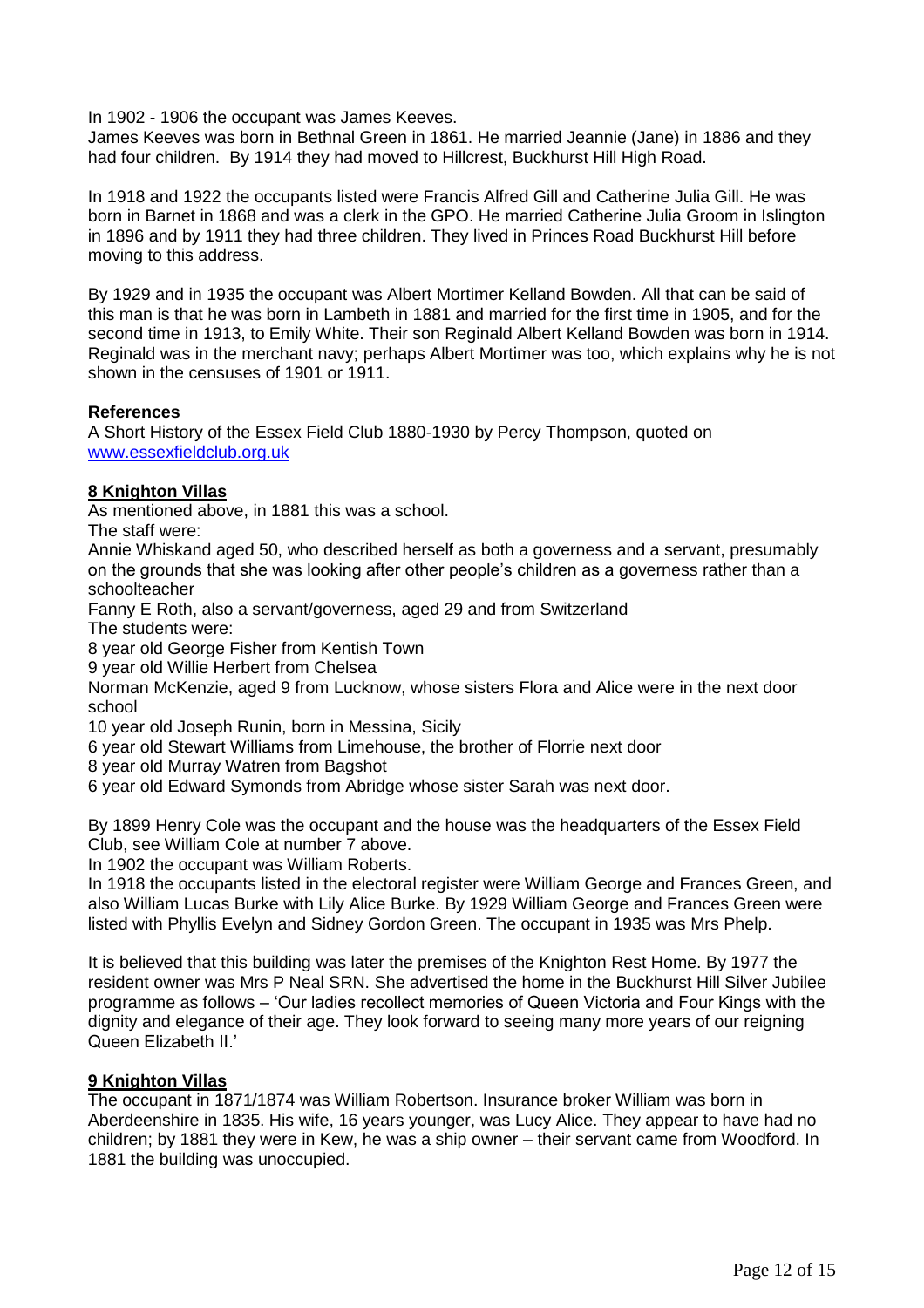In 1902 - 1906 the occupant was James Keeves.

James Keeves was born in Bethnal Green in 1861. He married Jeannie (Jane) in 1886 and they had four children. By 1914 they had moved to Hillcrest, Buckhurst Hill High Road.

In 1918 and 1922 the occupants listed were Francis Alfred Gill and Catherine Julia Gill. He was born in Barnet in 1868 and was a clerk in the GPO. He married Catherine Julia Groom in Islington in 1896 and by 1911 they had three children. They lived in Princes Road Buckhurst Hill before moving to this address.

By 1929 and in 1935 the occupant was Albert Mortimer Kelland Bowden. All that can be said of this man is that he was born in Lambeth in 1881 and married for the first time in 1905, and for the second time in 1913, to Emily White. Their son Reginald Albert Kelland Bowden was born in 1914. Reginald was in the merchant navy; perhaps Albert Mortimer was too, which explains why he is not shown in the censuses of 1901 or 1911.

**References**

A Short History of the Essex Field Club 1880-1930 by Percy Thompson, quoted on www.essexfieldclub.org.uk

**8 Knighton Villas**

As mentioned above, in 1881 this was a school.

The staff were:

Annie Whiskand aged 50, who described herself as both a governess and a servant, presumably on the grounds that she was looking after other people's children as a governess rather than a schoolteacher

Fanny E Roth, also a servant/governess, aged 29 and from Switzerland

The students were:

8 year old George Fisher from Kentish Town

9 year old Willie Herbert from Chelsea

Norman McKenzie, aged 9 from Lucknow, whose sisters Flora and Alice were in the next door school

10 year old Joseph Runin, born in Messina, Sicily

6 year old Stewart Williams from Limehouse, the brother of Florrie next door

8 year old Murray Watren from Bagshot

6 year old Edward Symonds from Abridge whose sister Sarah was next door.

By 1899 Henry Cole was the occupant and the house was the headquarters of the Essex Field Club, see William Cole at number 7 above.

In 1902 the occupant was William Roberts.

In 1918 the occupants listed in the electoral register were William George and Frances Green, and also William Lucas Burke with Lily Alice Burke. By 1929 William George and Frances Green were listed with Phyllis Evelyn and Sidney Gordon Green. The occupant in 1935 was Mrs Phelp.

It is believed that this building was later the premises of the Knighton Rest Home. By 1977 the resident owner was Mrs P Neal SRN. She advertised the home in the Buckhurst Hill Silver Jubilee programme as follows – 'Our ladies recollect memories of Queen Victoria and Four Kings with the dignity and elegance of their age. They look forward to seeing many more years of our reigning Queen Elizabeth II.'

**9 Knighton Villas**

The occupant in 1871/1874 was William Robertson. Insurance broker William was born in Aberdeenshire in 1835. His wife, 16 years younger, was Lucy Alice. They appear to have had no children; by 1881 they were in Kew, he was a ship owner – their servant came from Woodford. In 1881 the building was unoccupied.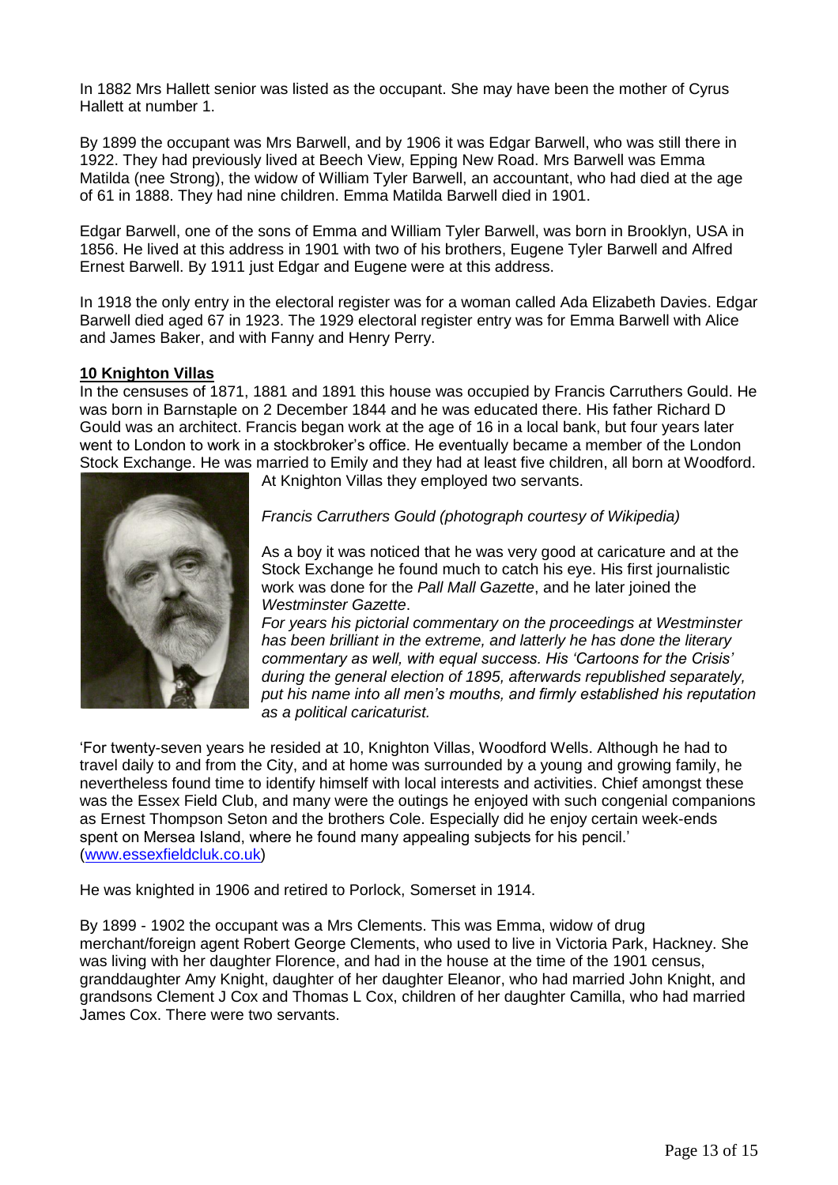In 1882 Mrs Hallett senior was listed as the occupant. She may have been the mother of Cyrus Hallett at number 1.

By 1899 the occupant was Mrs Barwell, and by 1906 it was Edgar Barwell, who was still there in 1922. They had previously lived at Beech View, Epping New Road. Mrs Barwell was Emma Matilda (nee Strong), the widow of William Tyler Barwell, an accountant, who had died at the age of 61 in 1888. They had nine children. Emma Matilda Barwell died in 1901.

Edgar Barwell, one of the sons of Emma and William Tyler Barwell, was born in Brooklyn, USA in 1856. He lived at this address in 1901 with two of his brothers, Eugene Tyler Barwell and Alfred Ernest Barwell. By 1911 just Edgar and Eugene were at this address.

In 1918 the only entry in the electoral register was for a woman called Ada Elizabeth Davies. Edgar Barwell died aged 67 in 1923. The 1929 electoral register entry was for Emma Barwell with Alice and James Baker, and with Fanny and Henry Perry.

**10 Knighton Villas**

In the censuses of 1871, 1881 and 1891 this house was occupied by Francis Carruthers Gould. He was born in Barnstaple on 2 December 1844 and he was educated there. His father Richard D Gould was an architect. Francis began work at the age of 16 in a local bank, but four years later went to London to work in a stockbroker's office. He eventually became a member of the London Stock Exchange. He was married to Emily and they had at least five children, all born at Woodford. At Knighton Villas they employed two servants.

*Francis Carruthers Gould (photograph courtesy of Wikipedia)*

As a boy it was noticed that he was very good at caricature and at the Stock Exchange he found much to catch his eye. His first journalistic work was done for the *Pall Mall Gazette*, and he later joined the *Westminster Gazette*.

*For years his pictorial commentary on the proceedings at Westminster has been brilliant in the extreme, and latterly he has done the literary commentary as well, with equal success. His 'Cartoons for the Crisis' during the general election of 1895, afterwards republished separately, put his name into all men's mouths, and firmly established his reputation as a political caricaturist.*

'For twenty-seven years he resided at 10, Knighton Villas, Woodford Wells. Although he had to travel daily to and from the City, and at home was surrounded by a young and growing family, he nevertheless found time to identify himself with local interests and activities. Chief amongst these was the Essex Field Club, and many were the outings he enjoyed with such congenial companions as Ernest Thompson Seton and the brothers Cole. Especially did he enjoy certain week-ends spent on Mersea Island, where he found many appealing subjects for his pencil.' (www.essexfieldcluk.co.uk)

He was knighted in 1906 and retired to Porlock, Somerset in 1914.

By 1899 - 1902 the occupant was a Mrs Clements. This was Emma, widow of drug merchant/foreign agent Robert George Clements, who used to live in Victoria Park, Hackney. She was living with her daughter Florence, and had in the house at the time of the 1901 census, granddaughter Amy Knight, daughter of her daughter Eleanor, who had married John Knight, and grandsons Clement J Cox and Thomas L Cox, children of her daughter Camilla, who had married James Cox. There were two servants.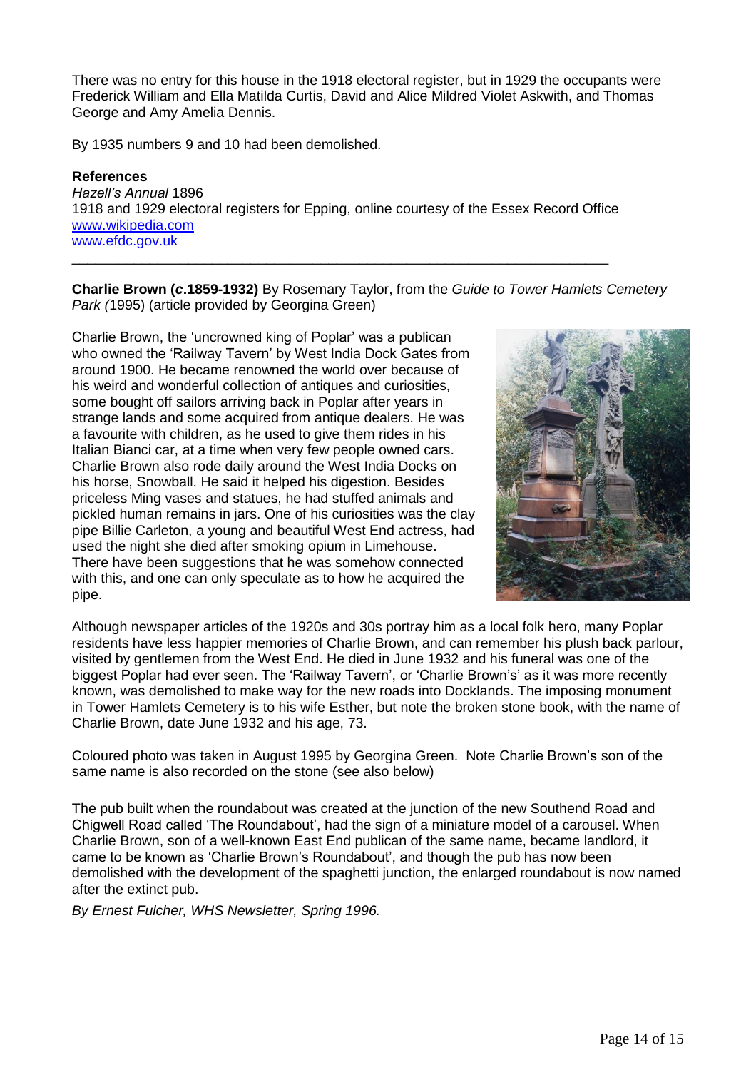There was no entry for this house in the 1918 electoral register, but in 1929 the occupants were Frederick William and Ella Matilda Curtis, David and Alice Mildred Violet Askwith, and Thomas George and Amy Amelia Dennis.

By 1935 numbers 9 and 10 had been demolished.

**References**

*Hazell's Annual* 1896
1918 and 1929 electoral registers for Epping, online courtesy of the Essex Record Office
www.wikipedia.com
www.efdc.gov.uk

---

**Charlie Brown (*c*.1859-1932)** By Rosemary Taylor, from the *Guide to Tower Hamlets Cemetery Park (*1995) (article provided by Georgina Green)

Charlie Brown, the 'uncrowned king of Poplar' was a publican who owned the 'Railway Tavern' by West India Dock Gates from around 1900. He became renowned the world over because of his weird and wonderful collection of antiques and curiosities, some bought off sailors arriving back in Poplar after years in strange lands and some acquired from antique dealers. He was a favourite with children, as he used to give them rides in his Italian Bianci car, at a time when very few people owned cars. Charlie Brown also rode daily around the West India Docks on his horse, Snowball. He said it helped his digestion. Besides priceless Ming vases and statues, he had stuffed animals and pickled human remains in jars. One of his curiosities was the clay pipe Billie Carleton, a young and beautiful West End actress, had used the night she died after smoking opium in Limehouse. There have been suggestions that he was somehow connected with this, and one can only speculate as to how he acquired the pipe.

Although newspaper articles of the 1920s and 30s portray him as a local folk hero, many Poplar residents have less happier memories of Charlie Brown, and can remember his plush back parlour, visited by gentlemen from the West End. He died in June 1932 and his funeral was one of the biggest Poplar had ever seen. The 'Railway Tavern', or 'Charlie Brown's' as it was more recently known, was demolished to make way for the new roads into Docklands. The imposing monument in Tower Hamlets Cemetery is to his wife Esther, but note the broken stone book, with the name of Charlie Brown, date June 1932 and his age, 73.

Coloured photo was taken in August 1995 by Georgina Green. Note Charlie Brown's son of the same name is also recorded on the stone (see also below)

The pub built when the roundabout was created at the junction of the new Southend Road and Chigwell Road called 'The Roundabout', had the sign of a miniature model of a carousel. When Charlie Brown, son of a well-known East End publican of the same name, became landlord, it came to be known as 'Charlie Brown's Roundabout', and though the pub has now been demolished with the development of the spaghetti junction, the enlarged roundabout is now named after the extinct pub.

*By Ernest Fulcher, WHS Newsletter, Spring 1996.*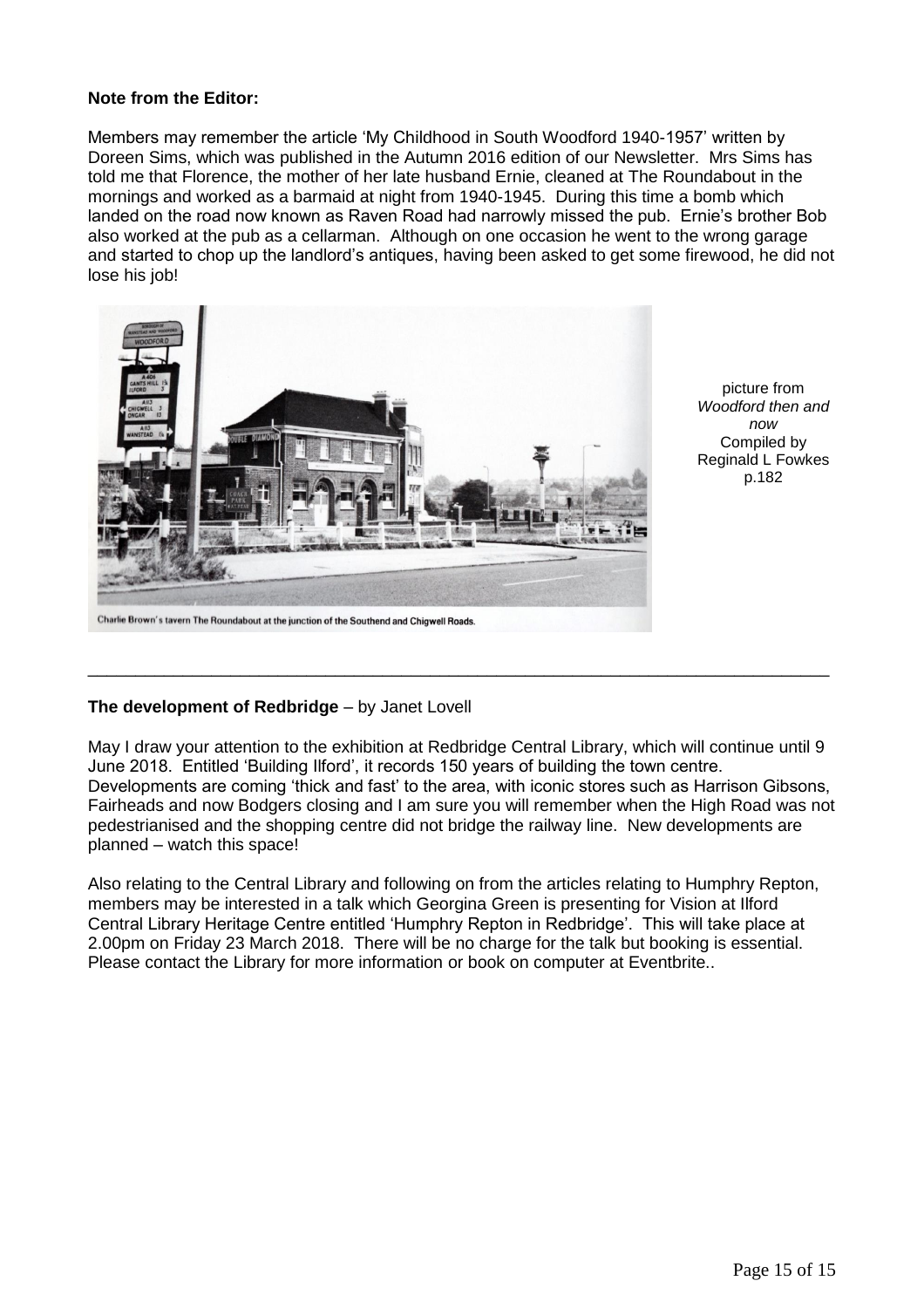**Note from the Editor:**

Members may remember the article 'My Childhood in South Woodford 1940-1957' written by Doreen Sims, which was published in the Autumn 2016 edition of our Newsletter. Mrs Sims has told me that Florence, the mother of her late husband Ernie, cleaned at The Roundabout in the mornings and worked as a barmaid at night from 1940-1945. During this time a bomb which landed on the road now known as Raven Road had narrowly missed the pub. Ernie's brother Bob also worked at the pub as a cellarman. Although on one occasion he went to the wrong garage and started to chop up the landlord's antiques, having been asked to get some firewood, he did not lose his job!

Charlie Brown's tavern The Roundabout at the junction of the Southend and Chigwell Roads.

picture from *Woodford then and now* Compiled by Reginald L Fowkes p.182

---

**The development of Redbridge** – by Janet Lovell

May I draw your attention to the exhibition at Redbridge Central Library, which will continue until 9 June 2018. Entitled 'Building Ilford', it records 150 years of building the town centre. Developments are coming 'thick and fast' to the area, with iconic stores such as Harrison Gibsons, Fairheads and now Bodgers closing and I am sure you will remember when the High Road was not pedestrianised and the shopping centre did not bridge the railway line. New developments are planned – watch this space!

Also relating to the Central Library and following on from the articles relating to Humphry Repton, members may be interested in a talk which Georgina Green is presenting for Vision at Ilford Central Library Heritage Centre entitled 'Humphry Repton in Redbridge'. This will take place at 2.00pm on Friday 23 March 2018. There will be no charge for the talk but booking is essential. Please contact the Library for more information or book on computer at Eventbrite..